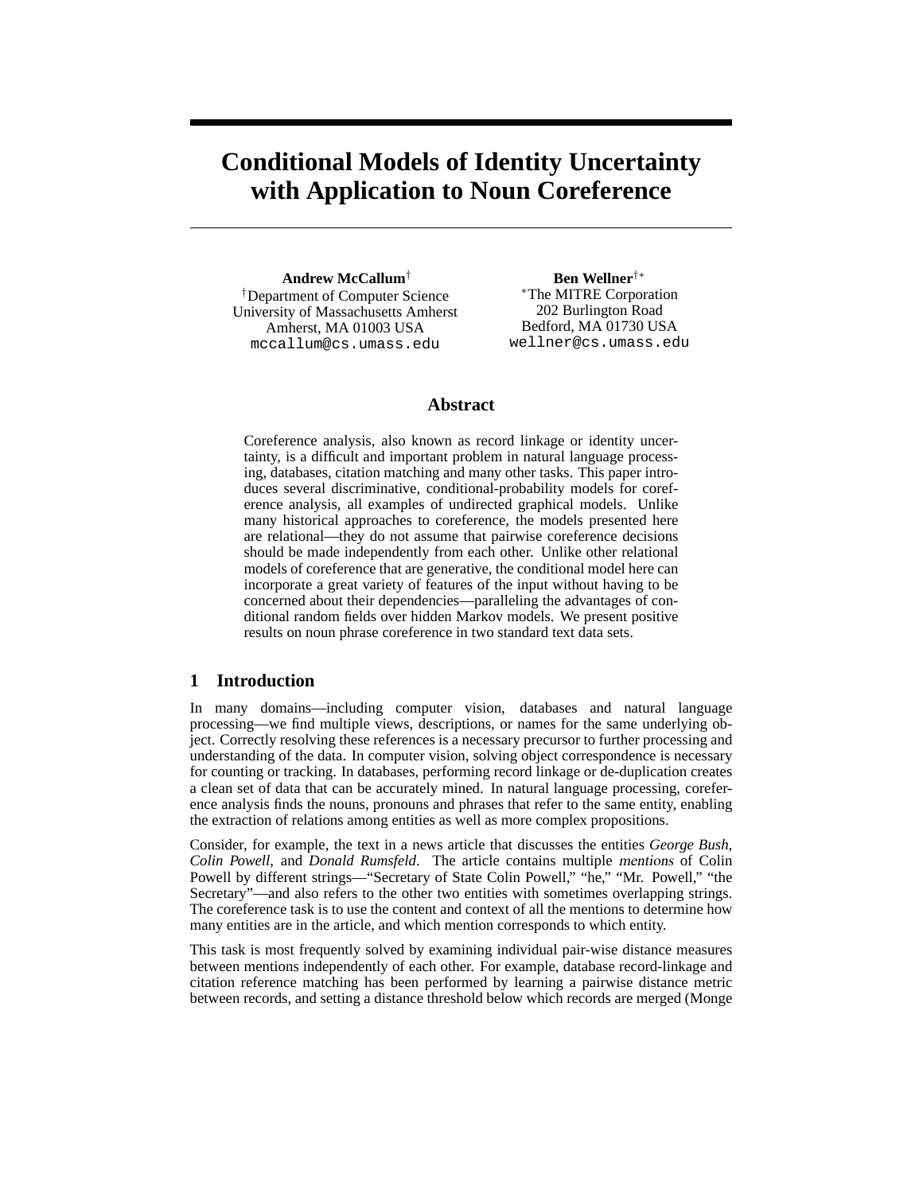# Conditional Models of Identity Uncertainty with Application to Noun Coreference

**Andrew McCallum**[†]
[†]Department of Computer Science
University of Massachusetts Amherst
Amherst, MA 01003 USA
mccallum@cs.umass.edu

**Ben Wellner**[†*]
[*]The MITRE Corporation
202 Burlington Road
Bedford, MA 01730 USA
wellner@cs.umass.edu

## Abstract

Coreference analysis, also known as record linkage or identity uncertainty, is a difficult and important problem in natural language processing, databases, citation matching and many other tasks. This paper introduces several discriminative, conditional-probability models for coreference analysis, all examples of undirected graphical models. Unlike many historical approaches to coreference, the models presented here are relational—they do not assume that pairwise coreference decisions should be made independently from each other. Unlike other relational models of coreference that are generative, the conditional model here can incorporate a great variety of features of the input without having to be concerned about their dependencies—paralleling the advantages of conditional random fields over hidden Markov models. We present positive results on noun phrase coreference in two standard text data sets.

## 1 Introduction

In many domains—including computer vision, databases and natural language processing—we find multiple views, descriptions, or names for the same underlying object. Correctly resolving these references is a necessary precursor to further processing and understanding of the data. In computer vision, solving object correspondence is necessary for counting or tracking. In databases, performing record linkage or de-duplication creates a clean set of data that can be accurately mined. In natural language processing, coreference analysis finds the nouns, pronouns and phrases that refer to the same entity, enabling the extraction of relations among entities as well as more complex propositions.

Consider, for example, the text in a news article that discusses the entities *George Bush*, *Colin Powell*, and *Donald Rumsfeld*. The article contains multiple *mentions* of Colin Powell by different strings—"Secretary of State Colin Powell," "he," "Mr. Powell," "the Secretary"—and also refers to the other two entities with sometimes overlapping strings. The coreference task is to use the content and context of all the mentions to determine how many entities are in the article, and which mention corresponds to which entity.

This task is most frequently solved by examining individual pair-wise distance measures between mentions independently of each other. For example, database record-linkage and citation reference matching has been performed by learning a pairwise distance metric between records, and setting a distance threshold below which records are merged (Monge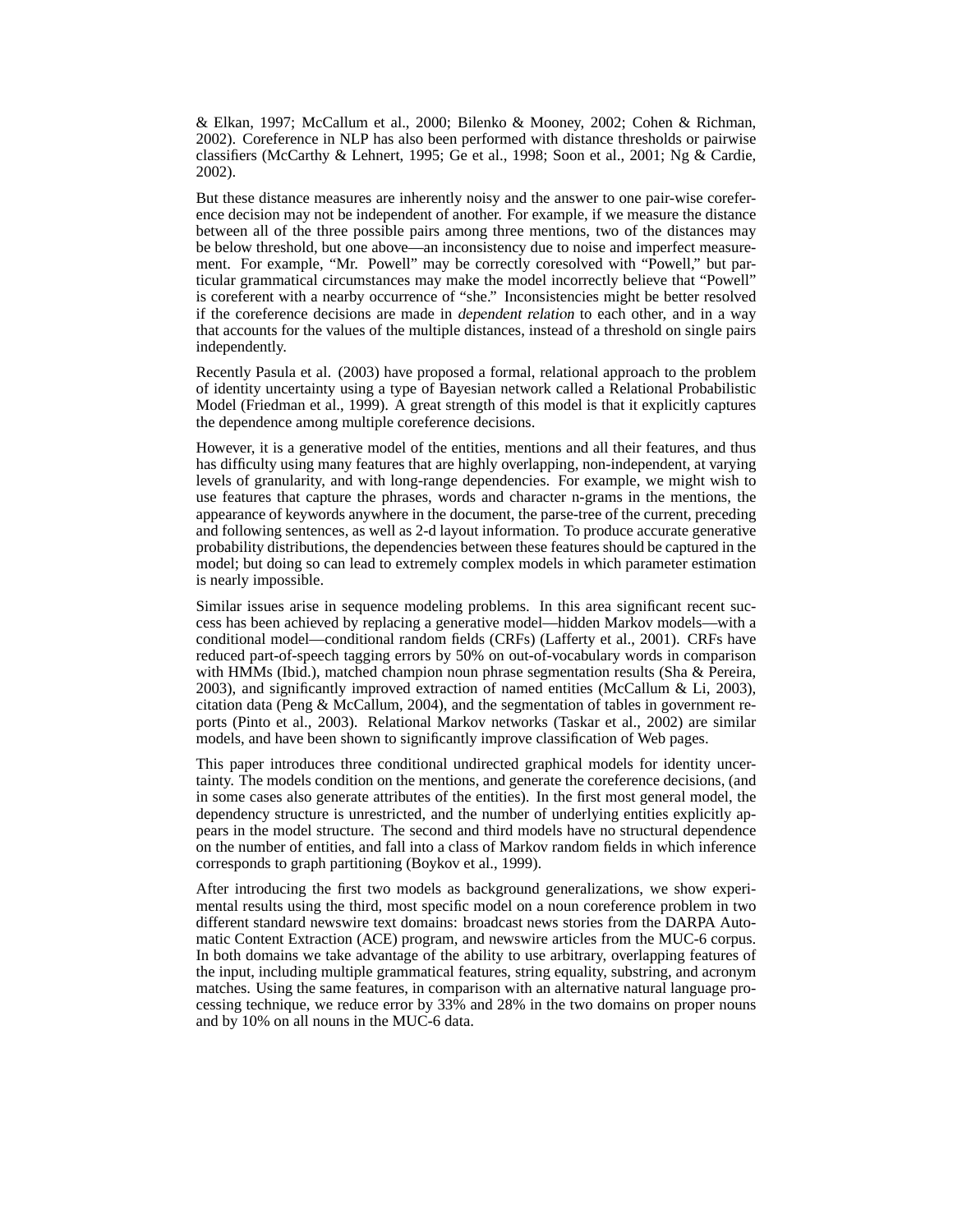& Elkan, 1997; McCallum et al., 2000; Bilenko & Mooney, 2002; Cohen & Richman, 2002). Coreference in NLP has also been performed with distance thresholds or pairwise classifiers (McCarthy & Lehnert, 1995; Ge et al., 1998; Soon et al., 2001; Ng & Cardie, 2002).

But these distance measures are inherently noisy and the answer to one pair-wise coreference decision may not be independent of another. For example, if we measure the distance between all of the three possible pairs among three mentions, two of the distances may be below threshold, but one above—an inconsistency due to noise and imperfect measurement. For example, "Mr. Powell" may be correctly coresolved with "Powell," but particular grammatical circumstances may make the model incorrectly believe that "Powell" is coreferent with a nearby occurrence of "she." Inconsistencies might be better resolved if the coreference decisions are made in *dependent relation* to each other, and in a way that accounts for the values of the multiple distances, instead of a threshold on single pairs independently.

Recently Pasula et al. (2003) have proposed a formal, relational approach to the problem of identity uncertainty using a type of Bayesian network called a Relational Probabilistic Model (Friedman et al., 1999). A great strength of this model is that it explicitly captures the dependence among multiple coreference decisions.

However, it is a generative model of the entities, mentions and all their features, and thus has difficulty using many features that are highly overlapping, non-independent, at varying levels of granularity, and with long-range dependencies. For example, we might wish to use features that capture the phrases, words and character n-grams in the mentions, the appearance of keywords anywhere in the document, the parse-tree of the current, preceding and following sentences, as well as 2-d layout information. To produce accurate generative probability distributions, the dependencies between these features should be captured in the model; but doing so can lead to extremely complex models in which parameter estimation is nearly impossible.

Similar issues arise in sequence modeling problems. In this area significant recent success has been achieved by replacing a generative model—hidden Markov models—with a conditional model—conditional random fields (CRFs) (Lafferty et al., 2001). CRFs have reduced part-of-speech tagging errors by 50% on out-of-vocabulary words in comparison with HMMs (Ibid.), matched champion noun phrase segmentation results (Sha & Pereira, 2003), and significantly improved extraction of named entities (McCallum & Li, 2003), citation data (Peng & McCallum, 2004), and the segmentation of tables in government reports (Pinto et al., 2003). Relational Markov networks (Taskar et al., 2002) are similar models, and have been shown to significantly improve classification of Web pages.

This paper introduces three conditional undirected graphical models for identity uncertainty. The models condition on the mentions, and generate the coreference decisions, (and in some cases also generate attributes of the entities). In the first most general model, the dependency structure is unrestricted, and the number of underlying entities explicitly appears in the model structure. The second and third models have no structural dependence on the number of entities, and fall into a class of Markov random fields in which inference corresponds to graph partitioning (Boykov et al., 1999).

After introducing the first two models as background generalizations, we show experimental results using the third, most specific model on a noun coreference problem in two different standard newswire text domains: broadcast news stories from the DARPA Automatic Content Extraction (ACE) program, and newswire articles from the MUC-6 corpus. In both domains we take advantage of the ability to use arbitrary, overlapping features of the input, including multiple grammatical features, string equality, substring, and acronym matches. Using the same features, in comparison with an alternative natural language processing technique, we reduce error by 33% and 28% in the two domains on proper nouns and by 10% on all nouns in the MUC-6 data.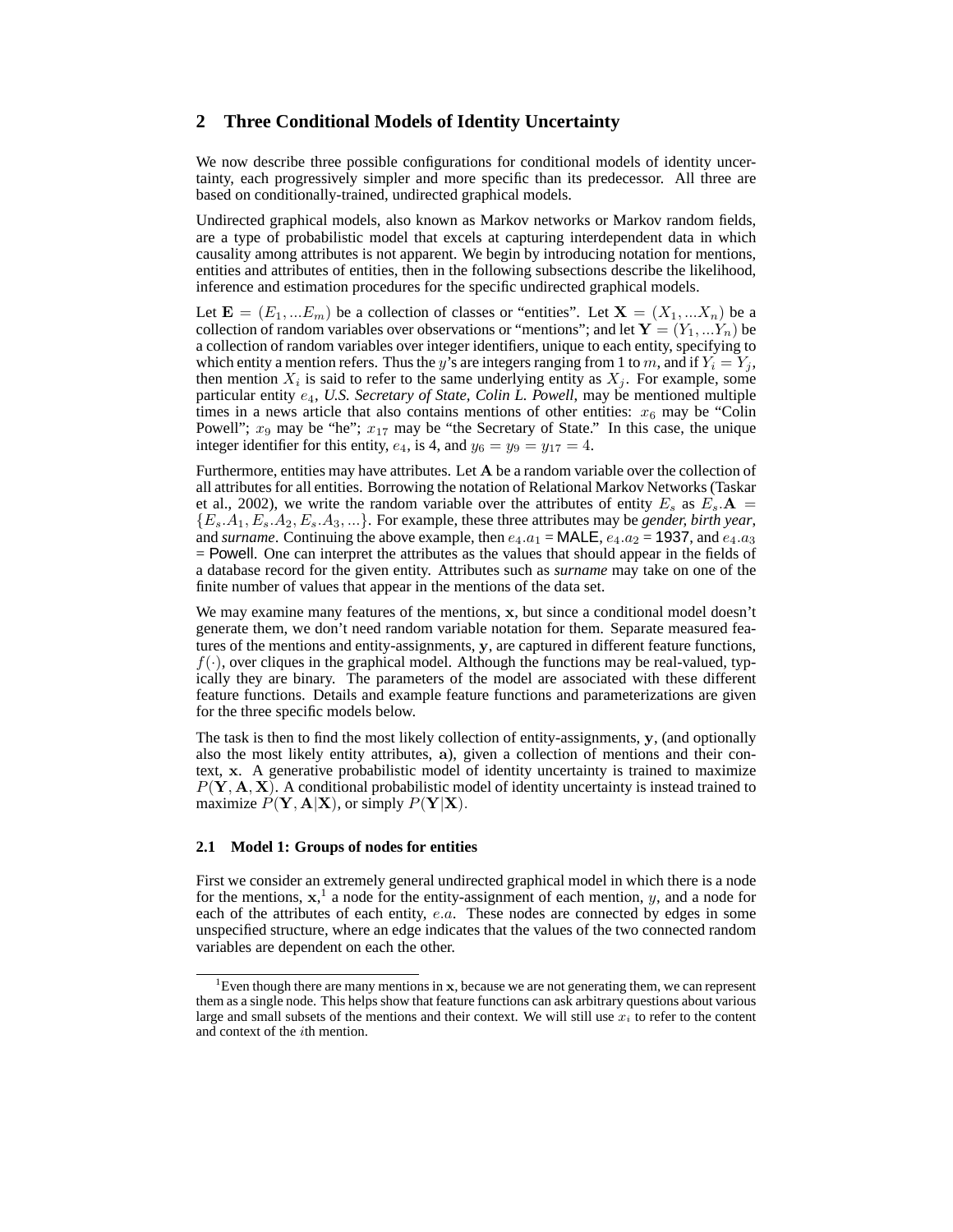## 2 Three Conditional Models of Identity Uncertainty

We now describe three possible configurations for conditional models of identity uncertainty, each progressively simpler and more specific than its predecessor. All three are based on conditionally-trained, undirected graphical models.

Undirected graphical models, also known as Markov networks or Markov random fields, are a type of probabilistic model that excels at capturing interdependent data in which causality among attributes is not apparent. We begin by introducing notation for mentions, entities and attributes of entities, then in the following subsections describe the likelihood, inference and estimation procedures for the specific undirected graphical models.

Let $\mathbf{E} = (E_1, ...E_m)$ be a collection of classes or "entities". Let $\mathbf{X} = (X_1, ...X_n)$ be a collection of random variables over observations or "mentions"; and let $\mathbf{Y} = (Y_1, ...Y_n)$ be a collection of random variables over integer identifiers, unique to each entity, specifying to which entity a mention refers. Thus the $y$'s are integers ranging from 1 to $m$, and if $Y_i = Y_j$, then mention $X_i$ is said to refer to the same underlying entity as $X_j$. For example, some particular entity $e_4$, *U.S. Secretary of State, Colin L. Powell*, may be mentioned multiple times in a news article that also contains mentions of other entities: $x_6$ may be "Colin Powell"; $x_9$ may be "he"; $x_{17}$ may be "the Secretary of State." In this case, the unique integer identifier for this entity, $e_4$, is 4, and $y_6 = y_9 = y_{17} = 4$.

Furthermore, entities may have attributes. Let $\mathbf{A}$ be a random variable over the collection of all attributes for all entities. Borrowing the notation of Relational Markov Networks (Taskar et al., 2002), we write the random variable over the attributes of entity $E_s$ as $E_s.\mathbf{A} = \{E_s.A_1, E_s.A_2, E_s.A_3, ...\}$. For example, these three attributes may be *gender, birth year*, and *surname*. Continuing the above example, then $e_4.a_1$ = MALE, $e_4.a_2$ = 1937, and $e_4.a_3$ = Powell. One can interpret the attributes as the values that should appear in the fields of a database record for the given entity. Attributes such as *surname* may take on one of the finite number of values that appear in the mentions of the data set.

We may examine many features of the mentions, $\mathbf{x}$, but since a conditional model doesn't generate them, we don't need random variable notation for them. Separate measured features of the mentions and entity-assignments, $\mathbf{y}$, are captured in different feature functions, $f(\cdot)$, over cliques in the graphical model. Although the functions may be real-valued, typically they are binary. The parameters of the model are associated with these different feature functions. Details and example feature functions and parameterizations are given for the three specific models below.

The task is then to find the most likely collection of entity-assignments, $\mathbf{y}$, (and optionally also the most likely entity attributes, $\mathbf{a}$), given a collection of mentions and their context, $\mathbf{x}$. A generative probabilistic model of identity uncertainty is trained to maximize $P(\mathbf{Y}, \mathbf{A}, \mathbf{X})$. A conditional probabilistic model of identity uncertainty is instead trained to maximize $P(\mathbf{Y}, \mathbf{A}|\mathbf{X})$, or simply $P(\mathbf{Y}|\mathbf{X})$.

### 2.1 Model 1: Groups of nodes for entities

First we consider an extremely general undirected graphical model in which there is a node for the mentions, $\mathbf{x}$,[1] a node for the entity-assignment of each mention, $y$, and a node for each of the attributes of each entity, $e.a$. These nodes are connected by edges in some unspecified structure, where an edge indicates that the values of the two connected random variables are dependent on each the other.

[1] Even though there are many mentions in $\mathbf{x}$, because we are not generating them, we can represent them as a single node. This helps show that feature functions can ask arbitrary questions about various large and small subsets of the mentions and their context. We will still use $x_i$ to refer to the content and context of the $i$th mention.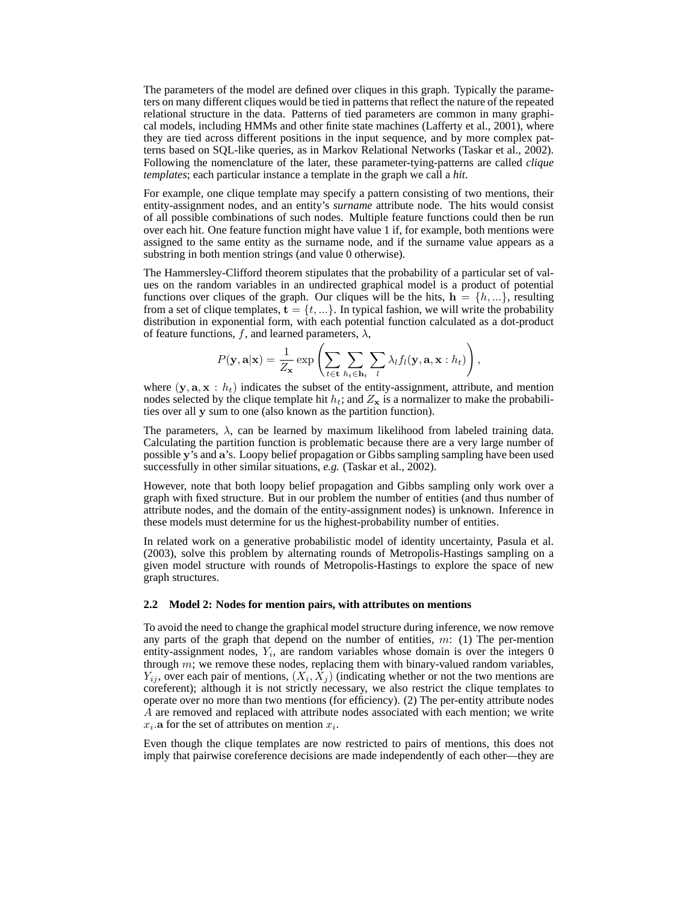The parameters of the model are defined over cliques in this graph. Typically the parameters on many different cliques would be tied in patterns that reflect the nature of the repeated relational structure in the data. Patterns of tied parameters are common in many graphical models, including HMMs and other finite state machines (Lafferty et al., 2001), where they are tied across different positions in the input sequence, and by more complex patterns based on SQL-like queries, as in Markov Relational Networks (Taskar et al., 2002). Following the nomenclature of the later, these parameter-tying-patterns are called *clique templates*; each particular instance a template in the graph we call a *hit*.

For example, one clique template may specify a pattern consisting of two mentions, their entity-assignment nodes, and an entity's *surname* attribute node. The hits would consist of all possible combinations of such nodes. Multiple feature functions could then be run over each hit. One feature function might have value 1 if, for example, both mentions were assigned to the same entity as the surname node, and if the surname value appears as a substring in both mention strings (and value 0 otherwise).

The Hammersley-Clifford theorem stipulates that the probability of a particular set of values on the random variables in an undirected graphical model is a product of potential functions over cliques of the graph. Our cliques will be the hits, $\mathbf{h} = \{h, ...\}$, resulting from a set of clique templates, $\mathbf{t} = \{t, ...\}$. In typical fashion, we will write the probability distribution in exponential form, with each potential function calculated as a dot-product of feature functions, $f$, and learned parameters, $\lambda$,

$$P(\mathbf{y}, \mathbf{a}|\mathbf{x}) = \frac{1}{Z_{\mathbf{x}}} \exp\left(\sum_{t \in \mathbf{t}} \sum_{h_t \in \mathbf{h_t}} \sum_{l} \lambda_l f_l(\mathbf{y}, \mathbf{a}, \mathbf{x} : h_t)\right),$$

where $(\mathbf{y}, \mathbf{a}, \mathbf{x} : h_t)$ indicates the subset of the entity-assignment, attribute, and mention nodes selected by the clique template hit $h_t$; and $Z_{\mathbf{x}}$ is a normalizer to make the probabilities over all $\mathbf{y}$ sum to one (also known as the partition function).

The parameters, $\lambda$, can be learned by maximum likelihood from labeled training data. Calculating the partition function is problematic because there are a very large number of possible $\mathbf{y}$'s and $\mathbf{a}$'s. Loopy belief propagation or Gibbs sampling sampling have been used successfully in other similar situations, *e.g.* (Taskar et al., 2002).

However, note that both loopy belief propagation and Gibbs sampling only work over a graph with fixed structure. But in our problem the number of entities (and thus number of attribute nodes, and the domain of the entity-assignment nodes) is unknown. Inference in these models must determine for us the highest-probability number of entities.

In related work on a generative probabilistic model of identity uncertainty, Pasula et al. (2003), solve this problem by alternating rounds of Metropolis-Hastings sampling on a given model structure with rounds of Metropolis-Hastings to explore the space of new graph structures.

### 2.2 Model 2: Nodes for mention pairs, with attributes on mentions

To avoid the need to change the graphical model structure during inference, we now remove any parts of the graph that depend on the number of entities, $m$: (1) The per-mention entity-assignment nodes, $Y_i$, are random variables whose domain is over the integers 0 through $m$; we remove these nodes, replacing them with binary-valued random variables, $Y_{ij}$, over each pair of mentions, $(X_i, X_j)$ (indicating whether or not the two mentions are coreferent); although it is not strictly necessary, we also restrict the clique templates to operate over no more than two mentions (for efficiency). (2) The per-entity attribute nodes $A$ are removed and replaced with attribute nodes associated with each mention; we write $x_i.\mathbf{a}$ for the set of attributes on mention $x_i$.

Even though the clique templates are now restricted to pairs of mentions, this does not imply that pairwise coreference decisions are made independently of each other—they are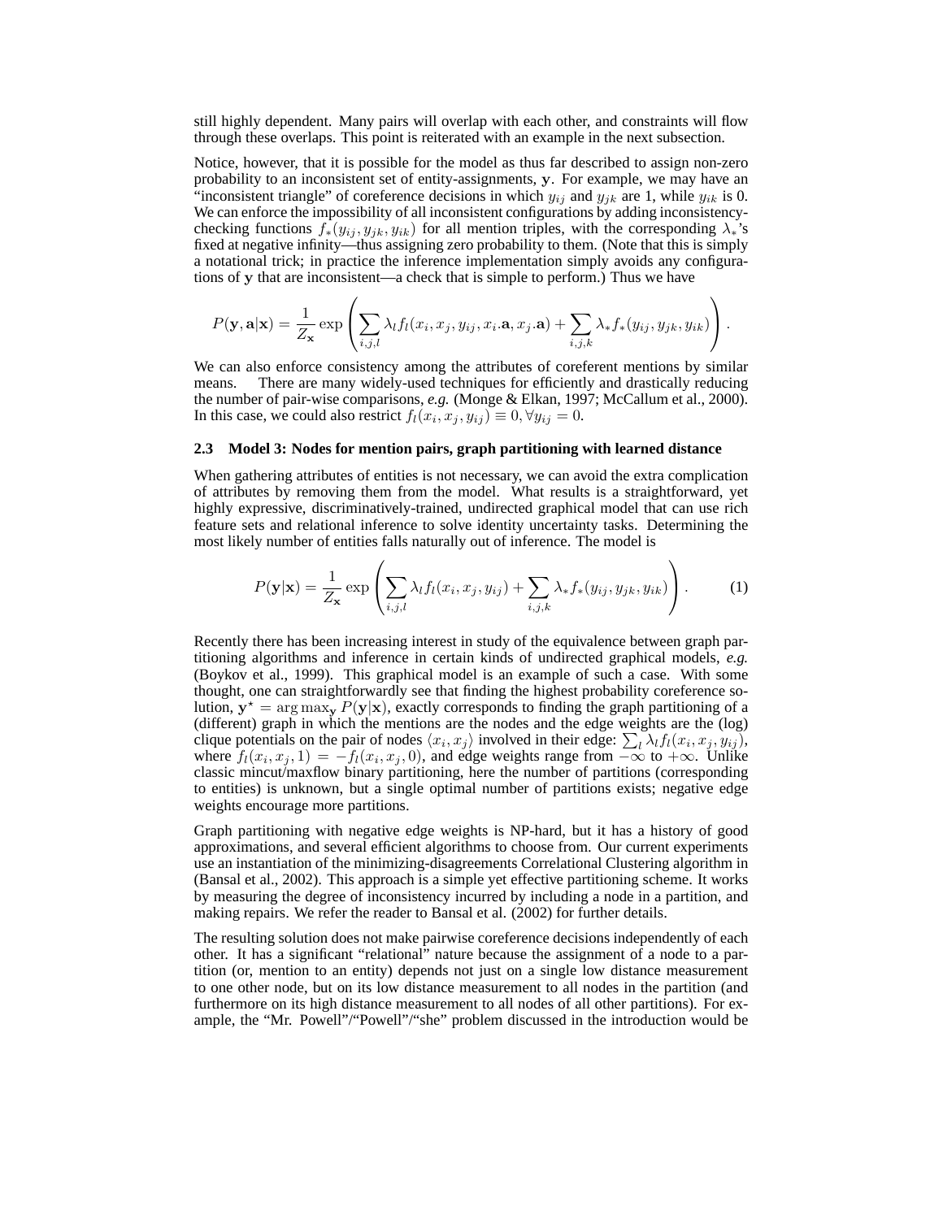still highly dependent. Many pairs will overlap with each other, and constraints will flow through these overlaps. This point is reiterated with an example in the next subsection.

Notice, however, that it is possible for the model as thus far described to assign non-zero probability to an inconsistent set of entity-assignments, $\mathbf{y}$. For example, we may have an "inconsistent triangle" of coreference decisions in which $y_{ij}$ and $y_{jk}$ are 1, while $y_{ik}$ is 0. We can enforce the impossibility of all inconsistent configurations by adding inconsistency-checking functions $f_*(y_{ij}, y_{jk}, y_{ik})$ for all mention triples, with the corresponding $\lambda_*$'s fixed at negative infinity—thus assigning zero probability to them. (Note that this is simply a notational trick; in practice the inference implementation simply avoids any configurations of $\mathbf{y}$ that are inconsistent—a check that is simple to perform.) Thus we have

$$P(\mathbf{y}, \mathbf{a}|\mathbf{x}) = \frac{1}{Z_{\mathbf{x}}} \exp\left( \sum_{i,j,l} \lambda_l f_l(x_i, x_j, y_{ij}, x_i.\mathbf{a}, x_j.\mathbf{a}) + \sum_{i,j,k} \lambda_* f_*(y_{ij}, y_{jk}, y_{ik}) \right).$$

We can also enforce consistency among the attributes of coreferent mentions by similar means. There are many widely-used techniques for efficiently and drastically reducing the number of pair-wise comparisons, *e.g.* (Monge & Elkan, 1997; McCallum et al., 2000). In this case, we could also restrict $f_l(x_i, x_j, y_{ij}) \equiv 0, \forall y_{ij} = 0$.

### 2.3 Model 3: Nodes for mention pairs, graph partitioning with learned distance

When gathering attributes of entities is not necessary, we can avoid the extra complication of attributes by removing them from the model. What results is a straightforward, yet highly expressive, discriminatively-trained, undirected graphical model that can use rich feature sets and relational inference to solve identity uncertainty tasks. Determining the most likely number of entities falls naturally out of inference. The model is

$$P(\mathbf{y}|\mathbf{x}) = \frac{1}{Z_{\mathbf{x}}} \exp\left( \sum_{i,j,l} \lambda_l f_l(x_i, x_j, y_{ij}) + \sum_{i,j,k} \lambda_* f_*(y_{ij}, y_{jk}, y_{ik}) \right). \tag{1}$$

Recently there has been increasing interest in study of the equivalence between graph partitioning algorithms and inference in certain kinds of undirected graphical models, *e.g.* (Boykov et al., 1999). This graphical model is an example of such a case. With some thought, one can straightforwardly see that finding the highest probability coreference solution, $\mathbf{y}^\star = \arg\max_{\mathbf{y}} P(\mathbf{y}|\mathbf{x})$, exactly corresponds to finding the graph partitioning of a (different) graph in which the mentions are the nodes and the edge weights are the (log) clique potentials on the pair of nodes $\langle x_i, x_j \rangle$ involved in their edge: $\sum_l \lambda_l f_l(x_i, x_j, y_{ij})$, where $f_l(x_i, x_j, 1) = -f_l(x_i, x_j, 0)$, and edge weights range from $-\infty$ to $+\infty$. Unlike classic mincut/maxflow binary partitioning, here the number of partitions (corresponding to entities) is unknown, but a single optimal number of partitions exists; negative edge weights encourage more partitions.

Graph partitioning with negative edge weights is NP-hard, but it has a history of good approximations, and several efficient algorithms to choose from. Our current experiments use an instantiation of the minimizing-disagreements Correlational Clustering algorithm in (Bansal et al., 2002). This approach is a simple yet effective partitioning scheme. It works by measuring the degree of inconsistency incurred by including a node in a partition, and making repairs. We refer the reader to Bansal et al. (2002) for further details.

The resulting solution does not make pairwise coreference decisions independently of each other. It has a significant "relational" nature because the assignment of a node to a partition (or, mention to an entity) depends not just on a single low distance measurement to one other node, but on its low distance measurement to all nodes in the partition (and furthermore on its high distance measurement to all nodes of all other partitions). For example, the "Mr. Powell"/"Powell"/"she" problem discussed in the introduction would be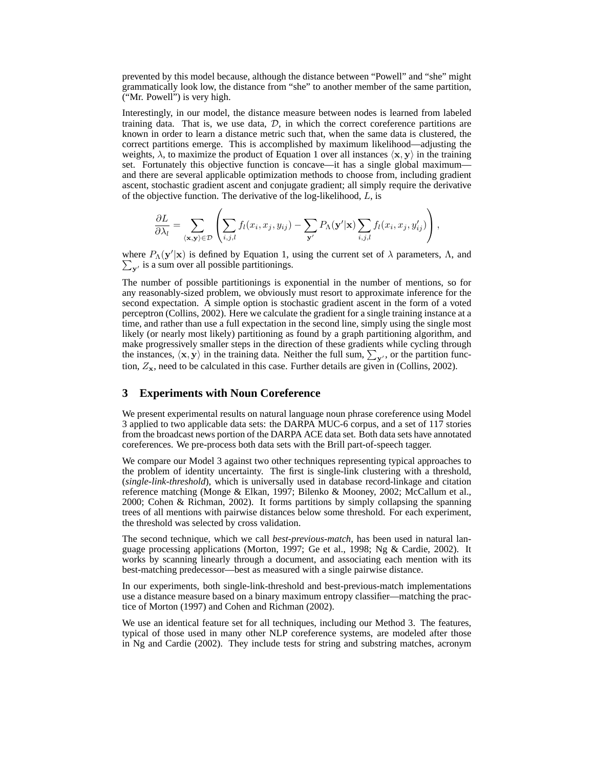prevented by this model because, although the distance between "Powell" and "she" might grammatically look low, the distance from "she" to another member of the same partition, ("Mr. Powell") is very high.

Interestingly, in our model, the distance measure between nodes is learned from labeled training data. That is, we use data, $\mathcal{D}$, in which the correct coreference partitions are known in order to learn a distance metric such that, when the same data is clustered, the correct partitions emerge. This is accomplished by maximum likelihood—adjusting the weights, $\lambda$, to maximize the product of Equation 1 over all instances $\langle \mathbf{x}, \mathbf{y} \rangle$ in the training set. Fortunately this objective function is concave—it has a single global maximum—and there are several applicable optimization methods to choose from, including gradient ascent, stochastic gradient ascent and conjugate gradient; all simply require the derivative of the objective function. The derivative of the log-likelihood, $L$, is

$$\frac{\partial L}{\partial \lambda_l} = \sum_{\langle \mathbf{x}, \mathbf{y} \rangle \in \mathcal{D}} \left( \sum_{i,j,l} f_l(x_i, x_j, y_{ij}) - \sum_{\mathbf{y}'} P_\Lambda(\mathbf{y}'|\mathbf{x}) \sum_{i,j,l} f_l(x_i, x_j, y'_{ij}) \right),$$

where $P_\Lambda(\mathbf{y}'|\mathbf{x})$ is defined by Equation 1, using the current set of $\lambda$ parameters, $\Lambda$, and $\sum_{\mathbf{y}'}$ is a sum over all possible partitionings.

The number of possible partitionings is exponential in the number of mentions, so for any reasonably-sized problem, we obviously must resort to approximate inference for the second expectation. A simple option is stochastic gradient ascent in the form of a voted perceptron (Collins, 2002). Here we calculate the gradient for a single training instance at a time, and rather than use a full expectation in the second line, simply using the single most likely (or nearly most likely) partitioning as found by a graph partitioning algorithm, and make progressively smaller steps in the direction of these gradients while cycling through the instances, $\langle \mathbf{x}, \mathbf{y} \rangle$ in the training data. Neither the full sum, $\sum_{\mathbf{y}'}$, or the partition function, $Z_{\mathbf{x}}$, need to be calculated in this case. Further details are given in (Collins, 2002).

## 3 Experiments with Noun Coreference

We present experimental results on natural language noun phrase coreference using Model 3 applied to two applicable data sets: the DARPA MUC-6 corpus, and a set of 117 stories from the broadcast news portion of the DARPA ACE data set. Both data sets have annotated coreferences. We pre-process both data sets with the Brill part-of-speech tagger.

We compare our Model 3 against two other techniques representing typical approaches to the problem of identity uncertainty. The first is single-link clustering with a threshold, (*single-link-threshold*), which is universally used in database record-linkage and citation reference matching (Monge & Elkan, 1997; Bilenko & Mooney, 2002; McCallum et al., 2000; Cohen & Richman, 2002). It forms partitions by simply collapsing the spanning trees of all mentions with pairwise distances below some threshold. For each experiment, the threshold was selected by cross validation.

The second technique, which we call *best-previous-match*, has been used in natural language processing applications (Morton, 1997; Ge et al., 1998; Ng & Cardie, 2002). It works by scanning linearly through a document, and associating each mention with its best-matching predecessor—best as measured with a single pairwise distance.

In our experiments, both single-link-threshold and best-previous-match implementations use a distance measure based on a binary maximum entropy classifier—matching the practice of Morton (1997) and Cohen and Richman (2002).

We use an identical feature set for all techniques, including our Method 3. The features, typical of those used in many other NLP coreference systems, are modeled after those in Ng and Cardie (2002). They include tests for string and substring matches, acronym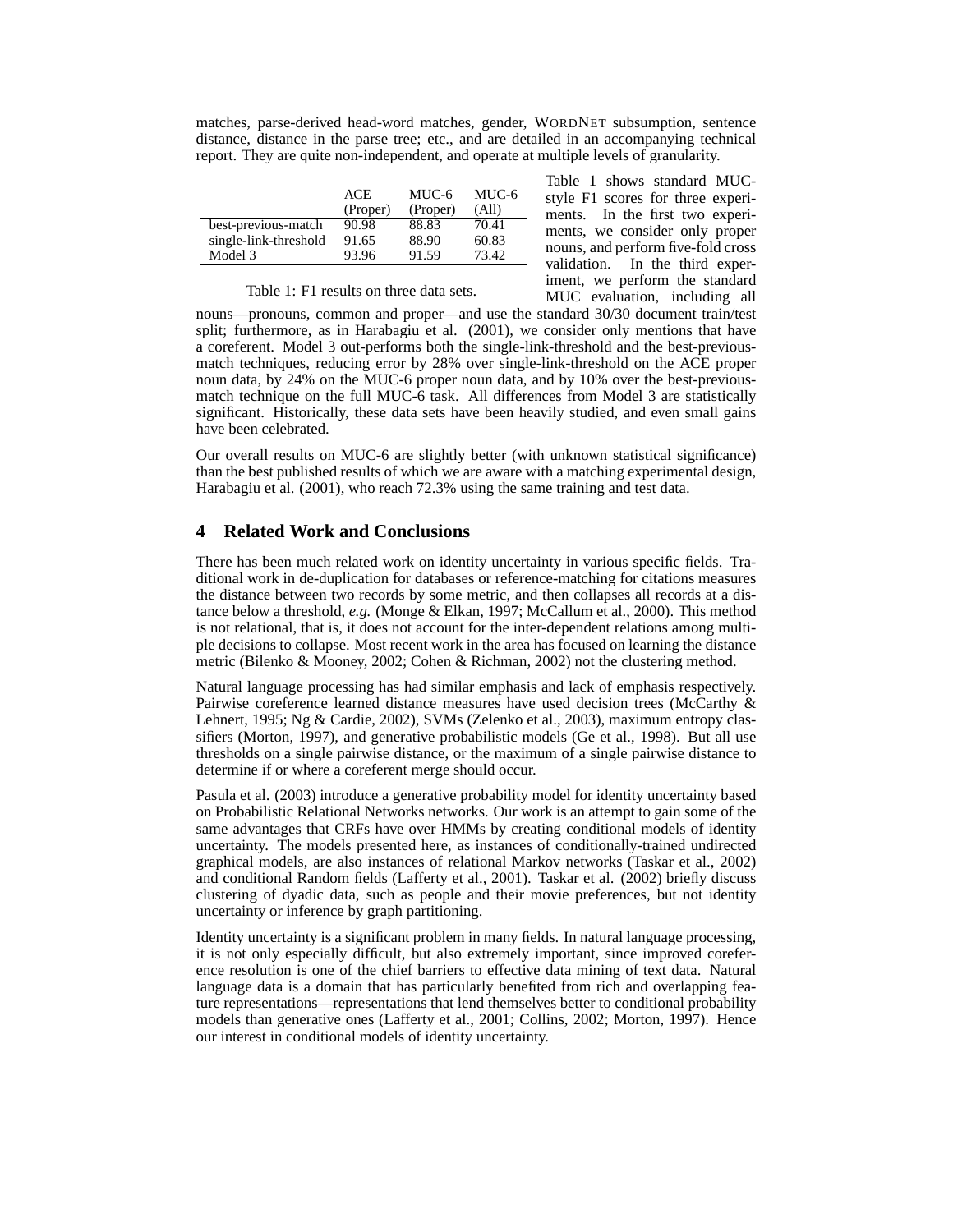matches, parse-derived head-word matches, gender, WORDNET subsumption, sentence distance, distance in the parse tree; etc., and are detailed in an accompanying technical report. They are quite non-independent, and operate at multiple levels of granularity.

| | ACE (Proper) | MUC-6 (Proper) | MUC-6 (All) |
|---|---|---|---|
| best-previous-match | 90.98 | 88.83 | 70.41 |
| single-link-threshold | 91.65 | 88.90 | 60.83 |
| Model 3 | 93.96 | 91.59 | 73.42 |

Table 1: F1 results on three data sets.

Table 1 shows standard MUC-style F1 scores for three experiments. In the first two experiments, we consider only proper nouns, and perform five-fold cross validation. In the third experiment, we perform the standard MUC evaluation, including all nouns—pronouns, common and proper—and use the standard 30/30 document train/test split; furthermore, as in Harabagiu et al. (2001), we consider only mentions that have a coreferent. Model 3 out-performs both the single-link-threshold and the best-previous-match techniques, reducing error by 28% over single-link-threshold on the ACE proper noun data, by 24% on the MUC-6 proper noun data, and by 10% over the best-previous-match technique on the full MUC-6 task. All differences from Model 3 are statistically significant. Historically, these data sets have been heavily studied, and even small gains have been celebrated.

Our overall results on MUC-6 are slightly better (with unknown statistical significance) than the best published results of which we are aware with a matching experimental design, Harabagiu et al. (2001), who reach 72.3% using the same training and test data.

## 4 Related Work and Conclusions

There has been much related work on identity uncertainty in various specific fields. Traditional work in de-duplication for databases or reference-matching for citations measures the distance between two records by some metric, and then collapses all records at a distance below a threshold, *e.g.* (Monge & Elkan, 1997; McCallum et al., 2000). This method is not relational, that is, it does not account for the inter-dependent relations among multiple decisions to collapse. Most recent work in the area has focused on learning the distance metric (Bilenko & Mooney, 2002; Cohen & Richman, 2002) not the clustering method.

Natural language processing has had similar emphasis and lack of emphasis respectively. Pairwise coreference learned distance measures have used decision trees (McCarthy & Lehnert, 1995; Ng & Cardie, 2002), SVMs (Zelenko et al., 2003), maximum entropy classifiers (Morton, 1997), and generative probabilistic models (Ge et al., 1998). But all use thresholds on a single pairwise distance, or the maximum of a single pairwise distance to determine if or where a coreferent merge should occur.

Pasula et al. (2003) introduce a generative probability model for identity uncertainty based on Probabilistic Relational Networks networks. Our work is an attempt to gain some of the same advantages that CRFs have over HMMs by creating conditional models of identity uncertainty. The models presented here, as instances of conditionally-trained undirected graphical models, are also instances of relational Markov networks (Taskar et al., 2002) and conditional Random fields (Lafferty et al., 2001). Taskar et al. (2002) briefly discuss clustering of dyadic data, such as people and their movie preferences, but not identity uncertainty or inference by graph partitioning.

Identity uncertainty is a significant problem in many fields. In natural language processing, it is not only especially difficult, but also extremely important, since improved coreference resolution is one of the chief barriers to effective data mining of text data. Natural language data is a domain that has particularly benefited from rich and overlapping feature representations—representations that lend themselves better to conditional probability models than generative ones (Lafferty et al., 2001; Collins, 2002; Morton, 1997). Hence our interest in conditional models of identity uncertainty.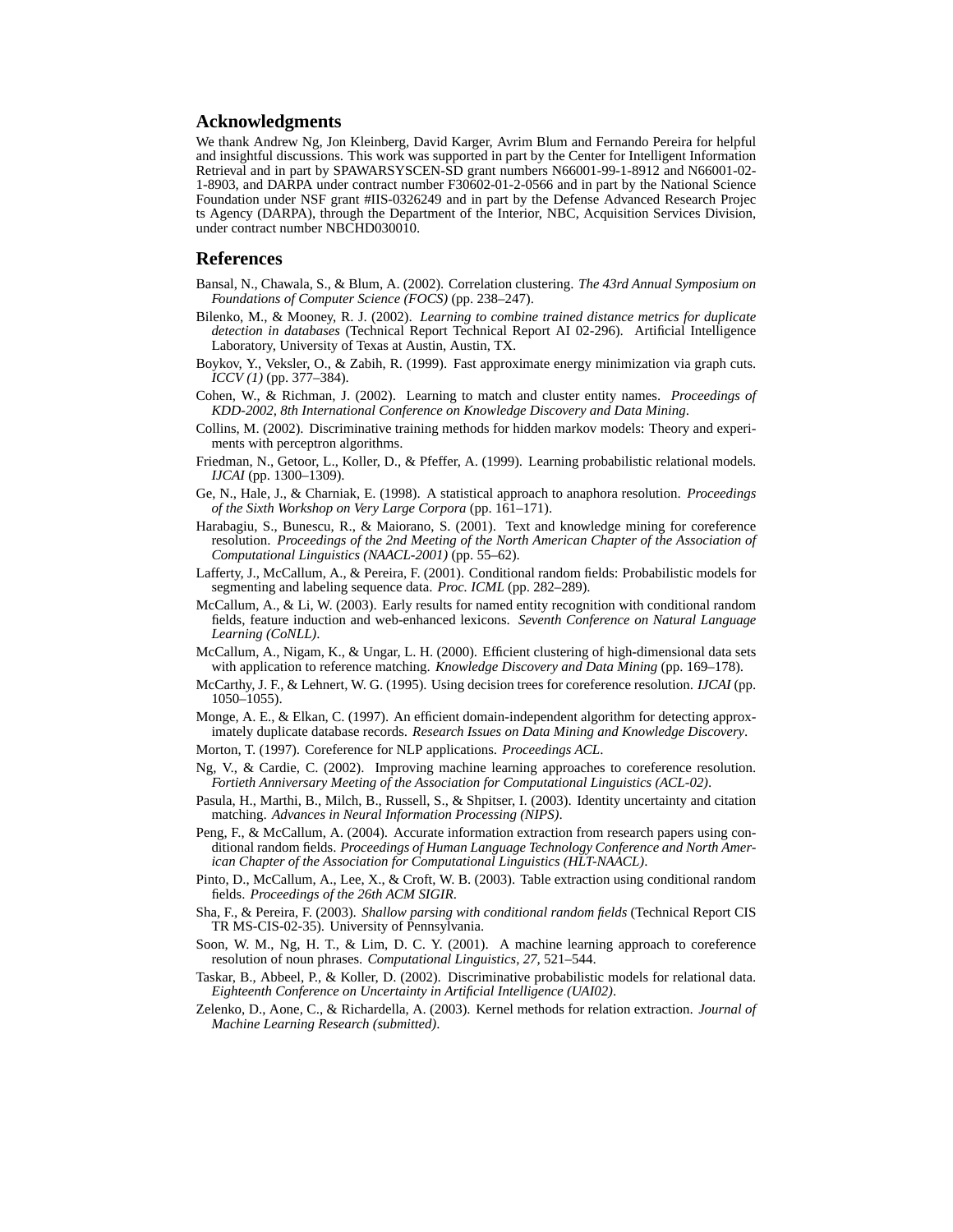## Acknowledgments

We thank Andrew Ng, Jon Kleinberg, David Karger, Avrim Blum and Fernando Pereira for helpful and insightful discussions. This work was supported in part by the Center for Intelligent Information Retrieval and in part by SPAWARSYSCEN-SD grant numbers N66001-99-1-8912 and N66001-02-1-8903, and DARPA under contract number F30602-01-2-0566 and in part by the National Science Foundation under NSF grant #IIS-0326249 and in part by the Defense Advanced Research Projec ts Agency (DARPA), through the Department of the Interior, NBC, Acquisition Services Division, under contract number NBCHD030010.

## References

Bansal, N., Chawala, S., & Blum, A. (2002). Correlation clustering. *The 43rd Annual Symposium on Foundations of Computer Science (FOCS)* (pp. 238–247).

Bilenko, M., & Mooney, R. J. (2002). *Learning to combine trained distance metrics for duplicate detection in databases* (Technical Report Technical Report AI 02-296). Artificial Intelligence Laboratory, University of Texas at Austin, Austin, TX.

Boykov, Y., Veksler, O., & Zabih, R. (1999). Fast approximate energy minimization via graph cuts. *ICCV (1)* (pp. 377–384).

Cohen, W., & Richman, J. (2002). Learning to match and cluster entity names. *Proceedings of KDD-2002, 8th International Conference on Knowledge Discovery and Data Mining*.

Collins, M. (2002). Discriminative training methods for hidden markov models: Theory and experiments with perceptron algorithms.

Friedman, N., Getoor, L., Koller, D., & Pfeffer, A. (1999). Learning probabilistic relational models. *IJCAI* (pp. 1300–1309).

Ge, N., Hale, J., & Charniak, E. (1998). A statistical approach to anaphora resolution. *Proceedings of the Sixth Workshop on Very Large Corpora* (pp. 161–171).

Harabagiu, S., Bunescu, R., & Maiorano, S. (2001). Text and knowledge mining for coreference resolution. *Proceedings of the 2nd Meeting of the North American Chapter of the Association of Computational Linguistics (NAACL-2001)* (pp. 55–62).

Lafferty, J., McCallum, A., & Pereira, F. (2001). Conditional random fields: Probabilistic models for segmenting and labeling sequence data. *Proc. ICML* (pp. 282–289).

McCallum, A., & Li, W. (2003). Early results for named entity recognition with conditional random fields, feature induction and web-enhanced lexicons. *Seventh Conference on Natural Language Learning (CoNLL)*.

McCallum, A., Nigam, K., & Ungar, L. H. (2000). Efficient clustering of high-dimensional data sets with application to reference matching. *Knowledge Discovery and Data Mining* (pp. 169–178).

McCarthy, J. F., & Lehnert, W. G. (1995). Using decision trees for coreference resolution. *IJCAI* (pp. 1050–1055).

Monge, A. E., & Elkan, C. (1997). An efficient domain-independent algorithm for detecting approximately duplicate database records. *Research Issues on Data Mining and Knowledge Discovery*.

Morton, T. (1997). Coreference for NLP applications. *Proceedings ACL*.

Ng, V., & Cardie, C. (2002). Improving machine learning approaches to coreference resolution. *Fortieth Anniversary Meeting of the Association for Computational Linguistics (ACL-02)*.

Pasula, H., Marthi, B., Milch, B., Russell, S., & Shpitser, I. (2003). Identity uncertainty and citation matching. *Advances in Neural Information Processing (NIPS)*.

Peng, F., & McCallum, A. (2004). Accurate information extraction from research papers using conditional random fields. *Proceedings of Human Language Technology Conference and North American Chapter of the Association for Computational Linguistics (HLT-NAACL)*.

Pinto, D., McCallum, A., Lee, X., & Croft, W. B. (2003). Table extraction using conditional random fields. *Proceedings of the 26th ACM SIGIR*.

Sha, F., & Pereira, F. (2003). *Shallow parsing with conditional random fields* (Technical Report CIS TR MS-CIS-02-35). University of Pennsylvania.

Soon, W. M., Ng, H. T., & Lim, D. C. Y. (2001). A machine learning approach to coreference resolution of noun phrases. *Computational Linguistics*, *27*, 521–544.

Taskar, B., Abbeel, P., & Koller, D. (2002). Discriminative probabilistic models for relational data. *Eighteenth Conference on Uncertainty in Artificial Intelligence (UAI02)*.

Zelenko, D., Aone, C., & Richardella, A. (2003). Kernel methods for relation extraction. *Journal of Machine Learning Research (submitted)*.